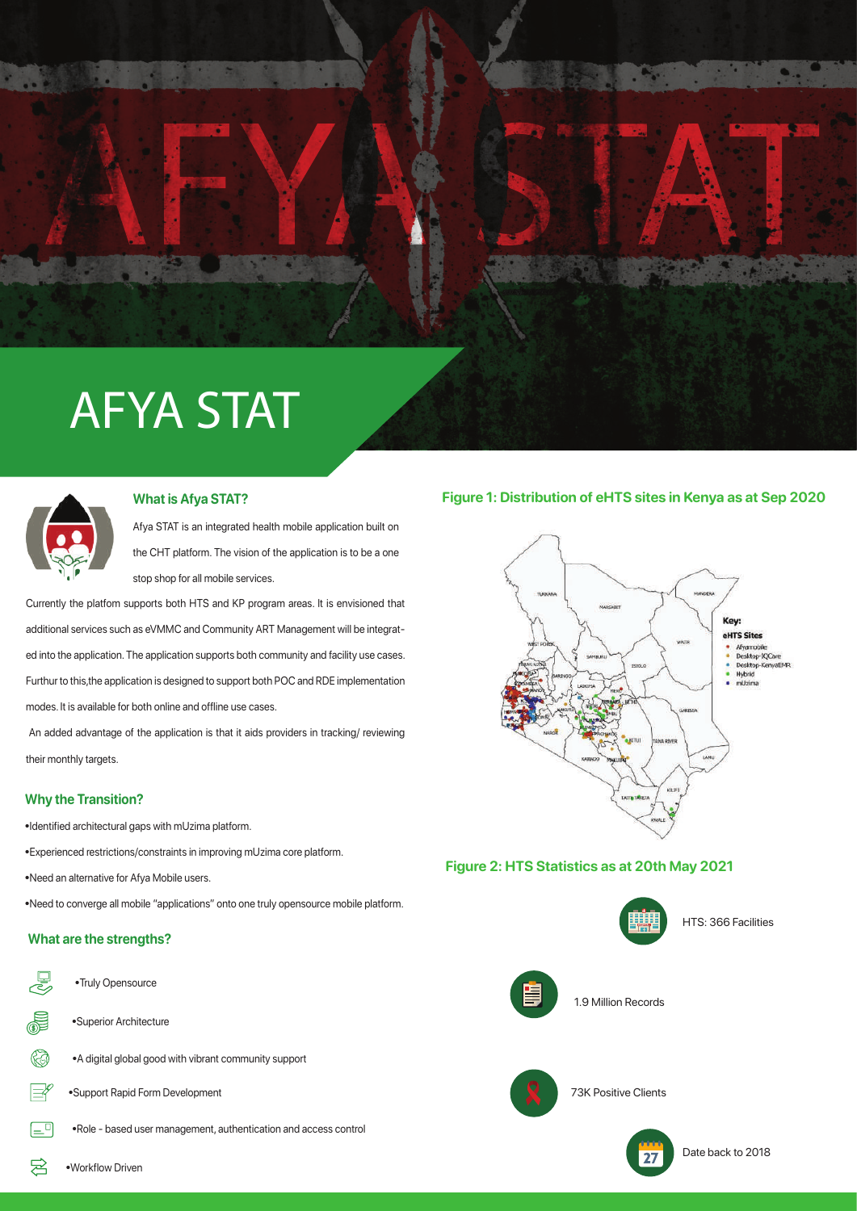# AFYA STAT

## What is Afya STAT?

Afya STAT is an integrated health mobile application built on the CHT platform. The vision of the application is to be a one stop shop for all mobile services.

Currently the platfom supports both HTS and KP program areas. It is envisioned that additional services such as eVMMC and Community ART Management will be integrated into the application. The application supports both community and facility use cases. Furthur to this,the application is designed to support both POC and RDE implementation modes. It is available for both online and offline use cases.

An added advantage of the application is that it aids providers in tracking/ reviewing their monthly targets.

## Why the Transition?

- Identified architectural gaps with mUzima platform.
- Experienced restrictions/constraints in improving mUzima core platform.
- Need an alternative for Afya Mobile users.
- Need to converge all mobile "applications" onto one truly opensource mobile platform.

## What are the strengths?

- Truly Opensource
- Superior Architecture
- A digital global good with vibrant community support
- Support Rapid Form Development
- Role - based user management, authentication and access control
- Workflow Driven

## Figure 1: Distribution of eHTS sites in Kenya as at Sep 2020

Key:
eHTS Sites
- Afyamobile
- Desktop-IQCare
- Desktop-KenyaEMR
- Hybrid
- mUzima

## Figure 2: HTS Statistics as at 20th May 2021

- HTS: 366 Facilities
- 1.9 Million Records
- 73K Positive Clients
- Date back to 2018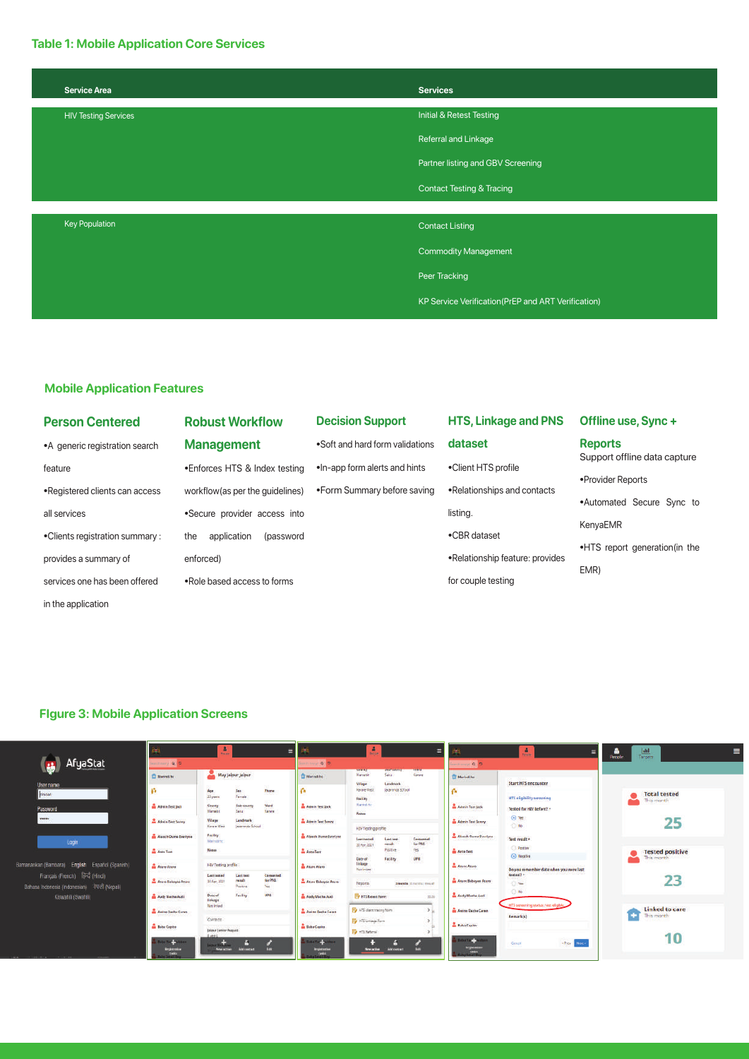## Table 1: Mobile Application Core Services

| Service Area | Services |
| --- | --- |
| HIV Testing Services | Initial & Retest Testing |
| | Referral and Linkage |
| | Partner listing and GBV Screening |
| | Contact Testing & Tracing |
| Key Population | Contact Listing |
| | Commodity Management |
| | Peer Tracking |
| | KP Service Verification(PrEP and ART Verification) |

## Mobile Application Features

### Person Centered

- •A generic registration search feature
- •Registered clients can access all services
- •Clients registration summary : provides a summary of services one has been offered in the application

### Robust Workflow Management

- •Enforces HTS & Index testing workflow(as per the guidelines)
- •Secure provider access into the application (password enforced)
- •Role based access to forms

### Decision Support

- •Soft and hard form validations
- •In-app form alerts and hints
- •Form Summary before saving

### HTS, Linkage and PNS dataset

- •Client HTS profile
- •Relationships and contacts listing.
- •CBR dataset
- •Relationship feature: provides for couple testing

### Offline use, Sync + Reports

Support offline data capture

- •Provider Reports
- •Automated Secure Sync to KenyaEMR
- •HTS report generation(in the EMR)

## FIgure 3: Mobile Application Screens